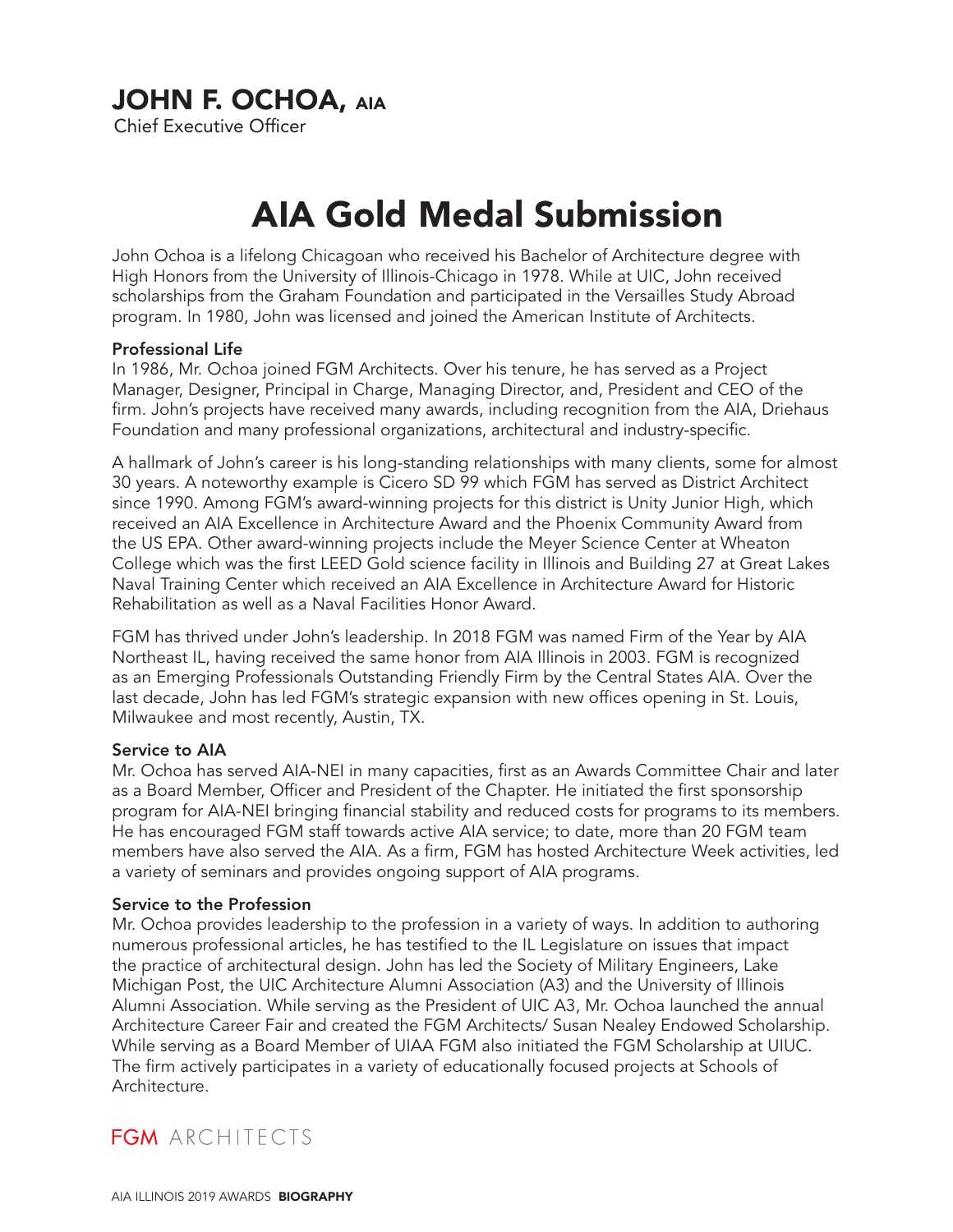# JOHN F. OCHOA, AIA

Chief Executive Officer

## AIA Gold Medal Submission

John Ochoa is a lifelong Chicagoan who received his Bachelor of Architecture degree with High Honors from the University of Illinois-Chicago in 1978. While at UIC, John received scholarships from the Graham Foundation and participated in the Versailles Study Abroad program. In 1980, John was licensed and joined the American Institute of Architects.

### Professional Life

In 1986, Mr. Ochoa joined FGM Architects. Over his tenure, he has served as a Project Manager, Designer, Principal in Charge, Managing Director, and, President and CEO of the firm. John's projects have received many awards, including recognition from the AIA, Driehaus Foundation and many professional organizations, architectural and industry-specific.

A hallmark of John's career is his long-standing relationships with many clients, some for almost 30 years. A noteworthy example is Cicero SD 99 which FGM has served as District Architect since 1990. Among FGM's award-winning projects for this district is Unity Junior High, which received an AIA Excellence in Architecture Award and the Phoenix Community Award from the US EPA. Other award-winning projects include the Meyer Science Center at Wheaton College which was the first LEED Gold science facility in Illinois and Building 27 at Great Lakes Naval Training Center which received an AIA Excellence in Architecture Award for Historic Rehabilitation as well as a Naval Facilities Honor Award.

FGM has thrived under John's leadership. In 2018 FGM was named Firm of the Year by AIA Northeast IL, having received the same honor from AIA Illinois in 2003. FGM is recognized as an Emerging Professionals Outstanding Friendly Firm by the Central States AIA. Over the last decade, John has led FGM's strategic expansion with new offices opening in St. Louis, Milwaukee and most recently, Austin, TX.

### Service to AIA

Mr. Ochoa has served AIA-NEI in many capacities, first as an Awards Committee Chair and later as a Board Member, Officer and President of the Chapter. He initiated the first sponsorship program for AIA-NEI bringing financial stability and reduced costs for programs to its members. He has encouraged FGM staff towards active AIA service; to date, more than 20 FGM team members have also served the AIA. As a firm, FGM has hosted Architecture Week activities, led a variety of seminars and provides ongoing support of AIA programs.

### Service to the Profession

Mr. Ochoa provides leadership to the profession in a variety of ways. In addition to authoring numerous professional articles, he has testified to the IL Legislature on issues that impact the practice of architectural design. John has led the Society of Military Engineers, Lake Michigan Post, the UIC Architecture Alumni Association (A3) and the University of Illinois Alumni Association. While serving as the President of UIC A3, Mr. Ochoa launched the annual Architecture Career Fair and created the FGM Architects/ Susan Nealey Endowed Scholarship. While serving as a Board Member of UIAA FGM also initiated the FGM Scholarship at UIUC. The firm actively participates in a variety of educationally focused projects at Schools of Architecture.

FGM ARCHITECTS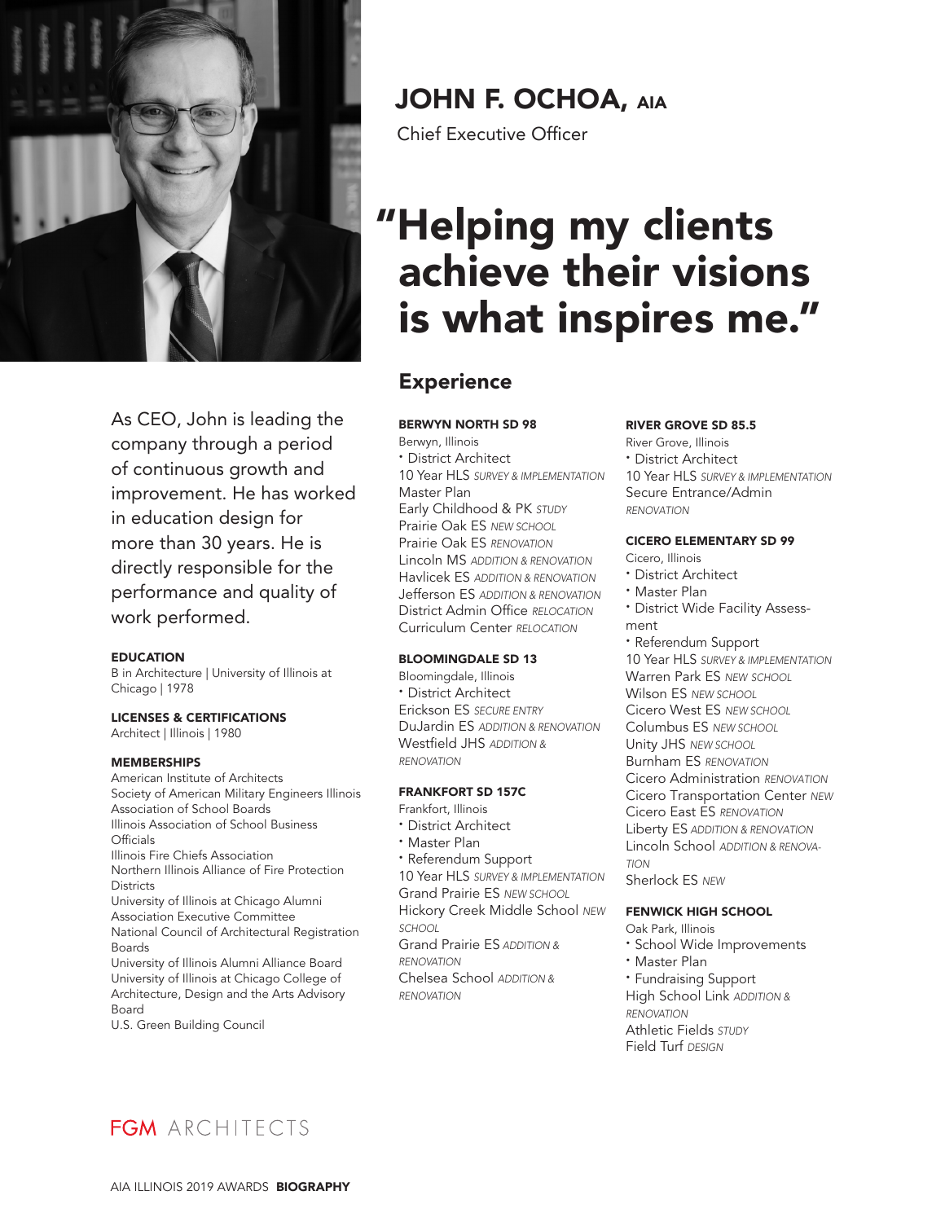# JOHN F. OCHOA, AIA

Chief Executive Officer

## "Helping my clients achieve their visions is what inspires me."

As CEO, John is leading the company through a period of continuous growth and improvement. He has worked in education design for more than 30 years. He is directly responsible for the performance and quality of work performed.

### EDUCATION

B in Architecture | University of Illinois at Chicago | 1978

### LICENSES & CERTIFICATIONS

Architect | Illinois | 1980

### MEMBERSHIPS

American Institute of Architects
Society of American Military Engineers Illinois
Association of School Boards
Illinois Association of School Business Officials
Illinois Fire Chiefs Association
Northern Illinois Alliance of Fire Protection Districts
University of Illinois at Chicago Alumni Association Executive Committee
National Council of Architectural Registration Boards
University of Illinois Alumni Alliance Board
University of Illinois at Chicago College of Architecture, Design and the Arts Advisory Board
U.S. Green Building Council

## Experience

### BERWYN NORTH SD 98

Berwyn, Illinois
- District Architect

10 Year HLS *SURVEY & IMPLEMENTATION*
Master Plan
Early Childhood & PK *STUDY*
Prairie Oak ES *NEW SCHOOL*
Prairie Oak ES *RENOVATION*
Lincoln MS *ADDITION & RENOVATION*
Havlicek ES *ADDITION & RENOVATION*
Jefferson ES *ADDITION & RENOVATION*
District Admin Office *RELOCATION*
Curriculum Center *RELOCATION*

### BLOOMINGDALE SD 13

Bloomingdale, Illinois
- District Architect

Erickson ES *SECURE ENTRY*
DuJardin ES *ADDITION & RENOVATION*
Westfield JHS *ADDITION & RENOVATION*

### FRANKFORT SD 157C

Frankfort, Illinois
- District Architect
- Master Plan
- Referendum Support

10 Year HLS *SURVEY & IMPLEMENTATION*
Grand Prairie ES *NEW SCHOOL*
Hickory Creek Middle School *NEW SCHOOL*
Grand Prairie ES *ADDITION & RENOVATION*
Chelsea School *ADDITION & RENOVATION*

### RIVER GROVE SD 85.5

River Grove, Illinois
- District Architect

10 Year HLS *SURVEY & IMPLEMENTATION*
Secure Entrance/Admin *RENOVATION*

### CICERO ELEMENTARY SD 99

Cicero, Illinois
- District Architect
- Master Plan
- District Wide Facility Assessment
- Referendum Support

10 Year HLS *SURVEY & IMPLEMENTATION*
Warren Park ES *NEW SCHOOL*
Wilson ES *NEW SCHOOL*
Cicero West ES *NEW SCHOOL*
Columbus ES *NEW SCHOOL*
Unity JHS *NEW SCHOOL*
Burnham ES *RENOVATION*
Cicero Administration *RENOVATION*
Cicero Transportation Center *NEW*
Cicero East ES *RENOVATION*
Liberty ES *ADDITION & RENOVATION*
Lincoln School *ADDITION & RENOVATION*
Sherlock ES *NEW*

### FENWICK HIGH SCHOOL

Oak Park, Illinois
- School Wide Improvements
- Master Plan
- Fundraising Support

High School Link *ADDITION & RENOVATION*
Athletic Fields *STUDY*
Field Turf *DESIGN*

FGM ARCHITECTS

AIA ILLINOIS 2019 AWARDS **BIOGRAPHY**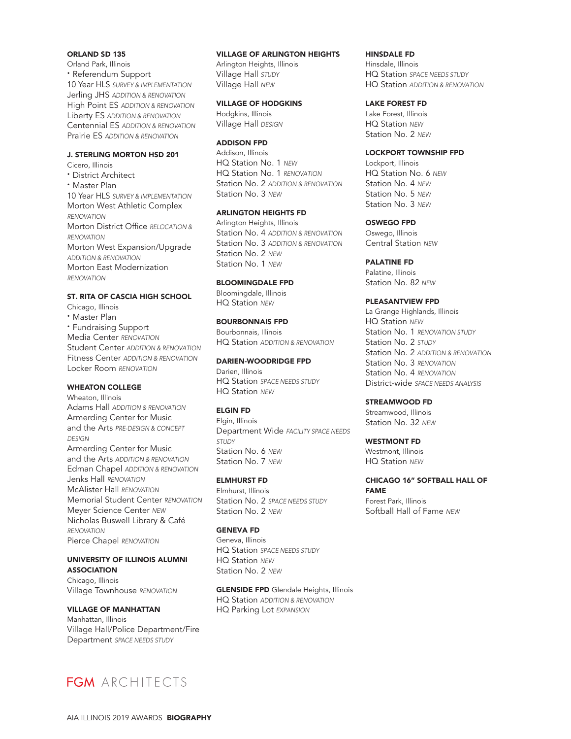**ORLAND SD 135**
Orland Park, Illinois
- Referendum Support

10 Year HLS *SURVEY & IMPLEMENTATION*
Jerling JHS *ADDITION & RENOVATION*
High Point ES *ADDITION & RENOVATION*
Liberty ES *ADDITION & RENOVATION*
Centennial ES *ADDITION & RENOVATION*
Prairie ES *ADDITION & RENOVATION*

**J. STERLING MORTON HSD 201**
Cicero, Illinois
- District Architect
- Master Plan

10 Year HLS *SURVEY & IMPLEMENTATION*
Morton West Athletic Complex *RENOVATION*
Morton District Office *RELOCATION & RENOVATION*
Morton West Expansion/Upgrade *ADDITION & RENOVATION*
Morton East Modernization *RENOVATION*

**ST. RITA OF CASCIA HIGH SCHOOL**
Chicago, Illinois
- Master Plan
- Fundraising Support

Media Center *RENOVATION*
Student Center *ADDITION & RENOVATION*
Fitness Center *ADDITION & RENOVATION*
Locker Room *RENOVATION*

**WHEATON COLLEGE**
Wheaton, Illinois
Adams Hall *ADDITION & RENOVATION*
Armerding Center for Music and the Arts *PRE-DESIGN & CONCEPT DESIGN*
Armerding Center for Music and the Arts *ADDITION & RENOVATION*
Edman Chapel *ADDITION & RENOVATION*
Jenks Hall *RENOVATION*
McAlister Hall *RENOVATION*
Memorial Student Center *RENOVATION*
Meyer Science Center *NEW*
Nicholas Buswell Library & Café *RENOVATION*
Pierce Chapel *RENOVATION*

**UNIVERSITY OF ILLINOIS ALUMNI ASSOCIATION**
Chicago, Illinois
Village Townhouse *RENOVATION*

**VILLAGE OF MANHATTAN**
Manhattan, Illinois
Village Hall/Police Department/Fire Department *SPACE NEEDS STUDY*

**VILLAGE OF ARLINGTON HEIGHTS**
Arlington Heights, Illinois
Village Hall *STUDY*
Village Hall *NEW*

**VILLAGE OF HODGKINS**
Hodgkins, Illinois
Village Hall *DESIGN*

**ADDISON FPD**
Addison, Illinois
HQ Station No. 1 *NEW*
HQ Station No. 1 *RENOVATION*
Station No. 2 *ADDITION & RENOVATION*
Station No. 3 *NEW*

**ARLINGTON HEIGHTS FD**
Arlington Heights, Illinois
Station No. 4 *ADDITION & RENOVATION*
Station No. 3 *ADDITION & RENOVATION*
Station No. 2 *NEW*
Station No. 1 *NEW*

**BLOOMINGDALE FPD**
Bloomingdale, Illinois
HQ Station *NEW*

**BOURBONNAIS FPD**
Bourbonnais, Illinois
HQ Station *ADDITION & RENOVATION*

**DARIEN-WOODRIDGE FPD**
Darien, Illinois
HQ Station *SPACE NEEDS STUDY*
HQ Station *NEW*

**ELGIN FD**
Elgin, Illinois
Department Wide *FACILITY SPACE NEEDS STUDY*
Station No. 6 *NEW*
Station No. 7 *NEW*

**ELMHURST FD**
Elmhurst, Illinois
Station No. 2 *SPACE NEEDS STUDY*
Station No. 2 *NEW*

**GENEVA FD**
Geneva, Illinois
HQ Station *SPACE NEEDS STUDY*
HQ Station *NEW*
Station No. 2 *NEW*

**GLENSIDE FPD** Glendale Heights, Illinois
HQ Station *ADDITION & RENOVATION*
HQ Parking Lot *EXPANSION*

**HINSDALE FD**
Hinsdale, Illinois
HQ Station *SPACE NEEDS STUDY*
HQ Station *ADDITION & RENOVATION*

**LAKE FOREST FD**
Lake Forest, Illinois
HQ Station *NEW*
Station No. 2 *NEW*

**LOCKPORT TOWNSHIP FPD**
Lockport, Illinois
HQ Station No. 6 *NEW*
Station No. 4 *NEW*
Station No. 5 *NEW*
Station No. 3 *NEW*

**OSWEGO FPD**
Oswego, Illinois
Central Station *NEW*

**PALATINE FD**
Palatine, Illinois
Station No. 82 *NEW*

**PLEASANTVIEW FPD**
La Grange Highlands, Illinois
HQ Station *NEW*
Station No. 1 *RENOVATION STUDY*
Station No. 2 *STUDY*
Station No. 2 *ADDITION & RENOVATION*
Station No. 3 *RENOVATION*
Station No. 4 *RENOVATION*
District-wide *SPACE NEEDS ANALYSIS*

**STREAMWOOD FD**
Streamwood, Illinois
Station No. 32 *NEW*

**WESTMONT FD**
Westmont, Illinois
HQ Station *NEW*

**CHICAGO 16" SOFTBALL HALL OF FAME**
Forest Park, Illinois
Softball Hall of Fame *NEW*

**FGM** ARCHITECTS

AIA ILLINOIS 2019 AWARDS **BIOGRAPHY**